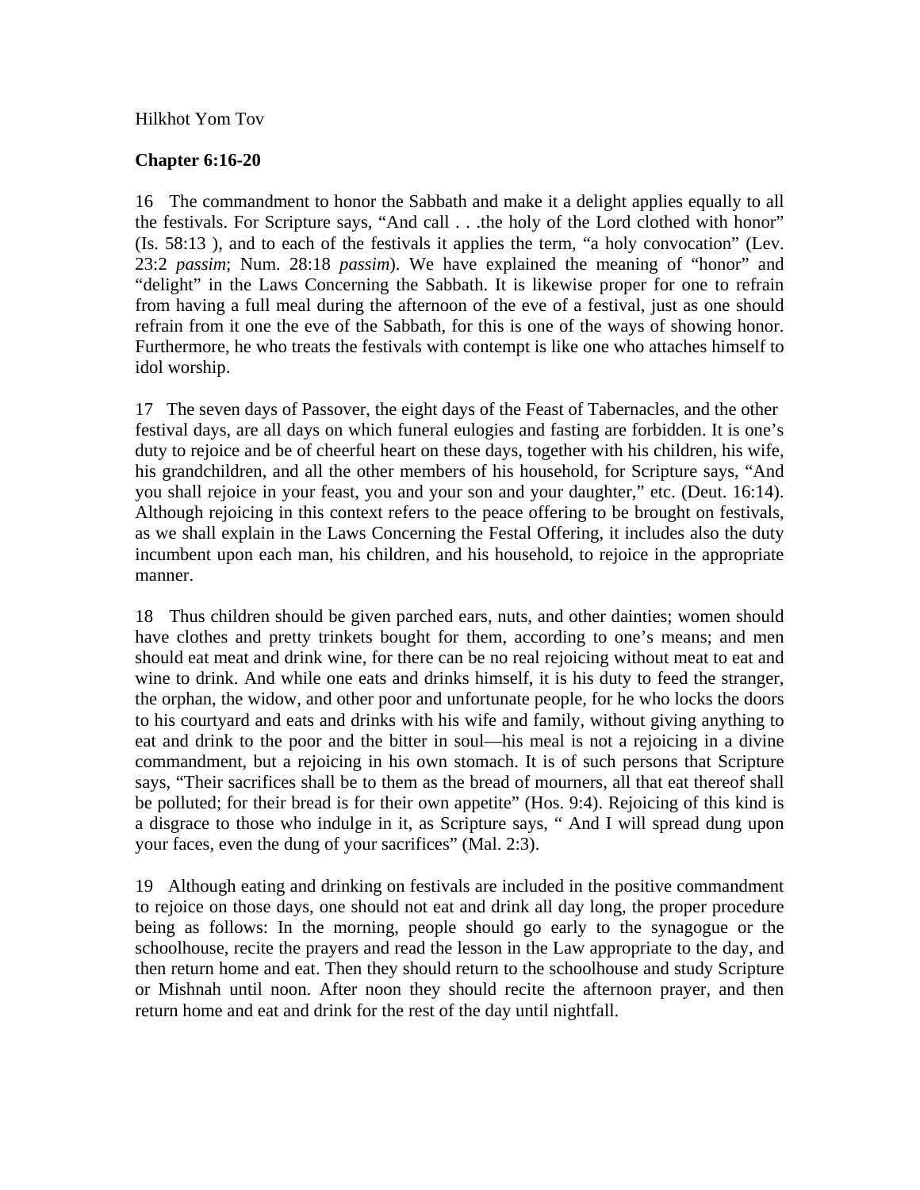Hilkhot Yom Tov

**Chapter 6:16-20**

16 The commandment to honor the Sabbath and make it a delight applies equally to all the festivals. For Scripture says, “And call . . .the holy of the Lord clothed with honor” (Is. 58:13 ), and to each of the festivals it applies the term, “a holy convocation” (Lev. 23:2 *passim*; Num. 28:18 *passim*). We have explained the meaning of “honor” and “delight” in the Laws Concerning the Sabbath. It is likewise proper for one to refrain from having a full meal during the afternoon of the eve of a festival, just as one should refrain from it one the eve of the Sabbath, for this is one of the ways of showing honor. Furthermore, he who treats the festivals with contempt is like one who attaches himself to idol worship.

17 The seven days of Passover, the eight days of the Feast of Tabernacles, and the other festival days, are all days on which funeral eulogies and fasting are forbidden. It is one’s duty to rejoice and be of cheerful heart on these days, together with his children, his wife, his grandchildren, and all the other members of his household, for Scripture says, “And you shall rejoice in your feast, you and your son and your daughter,” etc. (Deut. 16:14). Although rejoicing in this context refers to the peace offering to be brought on festivals, as we shall explain in the Laws Concerning the Festal Offering, it includes also the duty incumbent upon each man, his children, and his household, to rejoice in the appropriate manner.

18 Thus children should be given parched ears, nuts, and other dainties; women should have clothes and pretty trinkets bought for them, according to one’s means; and men should eat meat and drink wine, for there can be no real rejoicing without meat to eat and wine to drink. And while one eats and drinks himself, it is his duty to feed the stranger, the orphan, the widow, and other poor and unfortunate people, for he who locks the doors to his courtyard and eats and drinks with his wife and family, without giving anything to eat and drink to the poor and the bitter in soul—his meal is not a rejoicing in a divine commandment, but a rejoicing in his own stomach. It is of such persons that Scripture says, “Their sacrifices shall be to them as the bread of mourners, all that eat thereof shall be polluted; for their bread is for their own appetite” (Hos. 9:4). Rejoicing of this kind is a disgrace to those who indulge in it, as Scripture says, “ And I will spread dung upon your faces, even the dung of your sacrifices” (Mal. 2:3).

19 Although eating and drinking on festivals are included in the positive commandment to rejoice on those days, one should not eat and drink all day long, the proper procedure being as follows: In the morning, people should go early to the synagogue or the schoolhouse, recite the prayers and read the lesson in the Law appropriate to the day, and then return home and eat. Then they should return to the schoolhouse and study Scripture or Mishnah until noon. After noon they should recite the afternoon prayer, and then return home and eat and drink for the rest of the day until nightfall.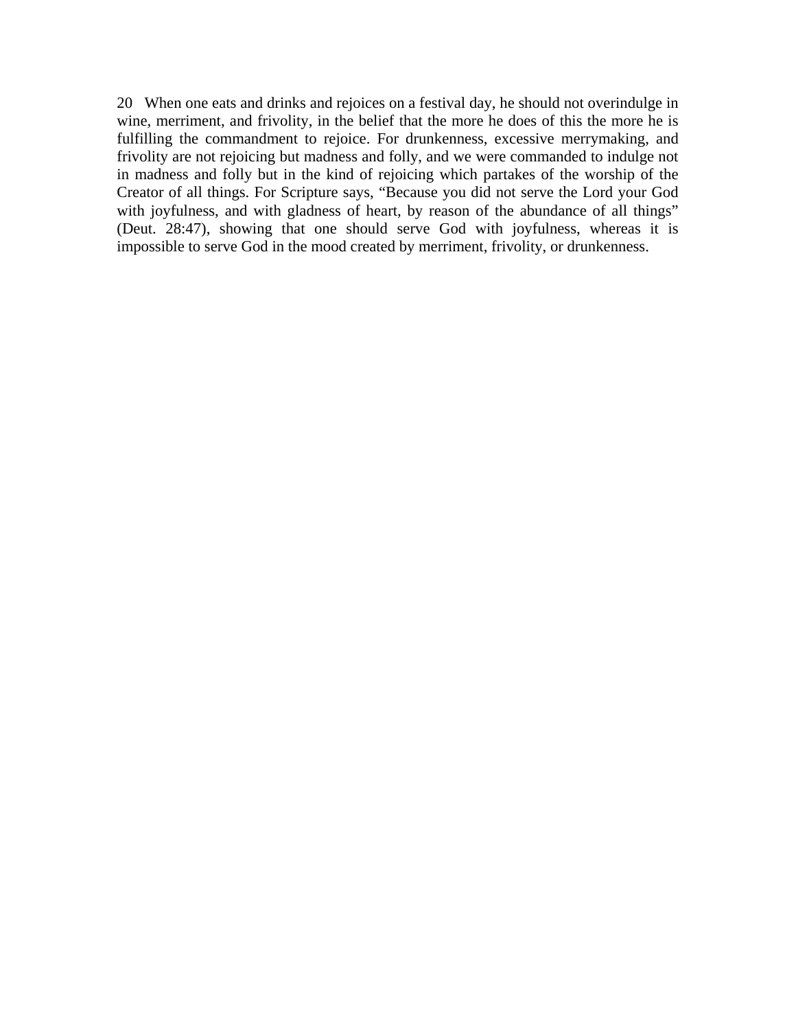20 When one eats and drinks and rejoices on a festival day, he should not overindulge in wine, merriment, and frivolity, in the belief that the more he does of this the more he is fulfilling the commandment to rejoice. For drunkenness, excessive merrymaking, and frivolity are not rejoicing but madness and folly, and we were commanded to indulge not in madness and folly but in the kind of rejoicing which partakes of the worship of the Creator of all things. For Scripture says, "Because you did not serve the Lord your God with joyfulness, and with gladness of heart, by reason of the abundance of all things" (Deut. 28:47), showing that one should serve God with joyfulness, whereas it is impossible to serve God in the mood created by merriment, frivolity, or drunkenness.